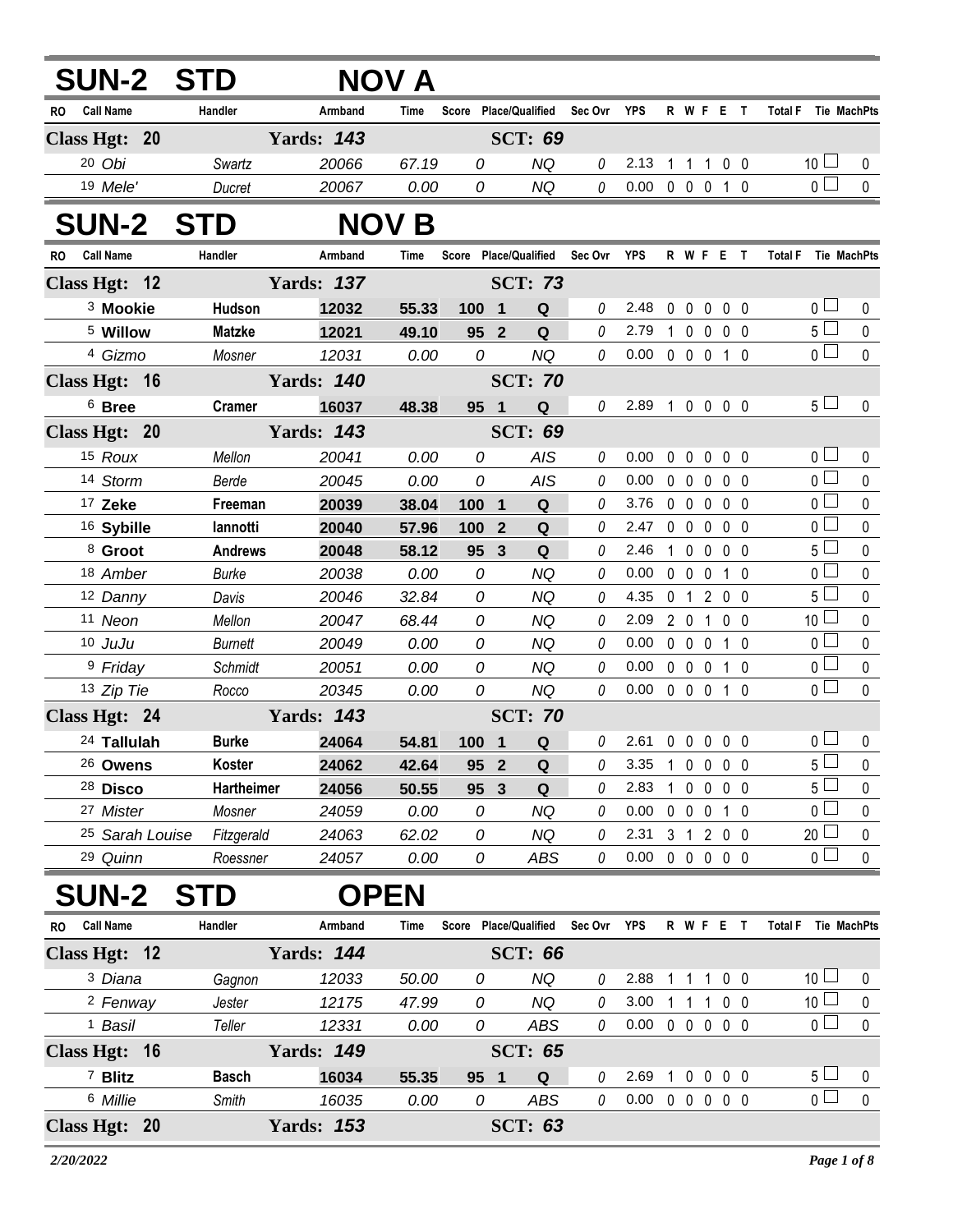## SUN-2 STD NOV A

| RO | Call Name | Handler | Armband | Time | Score | Place/Qualified | Sec Ovr | YPS | R | W | F | E | T | Total F | Tie | MachPts |
|---|---|---|---|---|---|---|---|---|---|---|---|---|---|---|---|---|
| **Class Hgt: 20** | | **Yards: 143** | | | | **SCT: 69** | | | | | | | | | | |
| 20 | Obi | Swartz | 20066 | 67.19 | 0 | NQ | 0 | 2.13 | 1 | 1 | 1 | 0 | 0 | 10 | | 0 |
| 19 | Mele' | Ducret | 20067 | 0.00 | 0 | NQ | 0 | 0.00 | 0 | 0 | 0 | 1 | 0 | 0 | | 0 |

## SUN-2 STD NOV B

| RO | Call Name | Handler | Armband | Time | Score | Place/Qualified | Sec Ovr | YPS | R | W | F | E | T | Total F | Tie | MachPts |
|---|---|---|---|---|---|---|---|---|---|---|---|---|---|---|---|---|
| **Class Hgt: 12** | | **Yards: 137** | | | | **SCT: 73** | | | | | | | | | | |
| 3 | **Mookie** | **Hudson** | **12032** | **55.33** | **100 1** | **Q** | 0 | 2.48 | 0 | 0 | 0 | 0 | 0 | 0 | | 0 |
| 5 | **Willow** | **Matzke** | **12021** | **49.10** | **95 2** | **Q** | 0 | 2.79 | 1 | 0 | 0 | 0 | 0 | 5 | | 0 |
| 4 | Gizmo | Mosner | 12031 | 0.00 | 0 | NQ | 0 | 0.00 | 0 | 0 | 0 | 1 | 0 | 0 | | 0 |
| **Class Hgt: 16** | | **Yards: 140** | | | | **SCT: 70** | | | | | | | | | | |
| 6 | **Bree** | **Cramer** | **16037** | **48.38** | **95 1** | **Q** | 0 | 2.89 | 1 | 0 | 0 | 0 | 0 | 5 | | 0 |
| **Class Hgt: 20** | | **Yards: 143** | | | | **SCT: 69** | | | | | | | | | | |
| 15 | Roux | Mellon | 20041 | 0.00 | 0 | AIS | 0 | 0.00 | 0 | 0 | 0 | 0 | 0 | 0 | | 0 |
| 14 | Storm | Berde | 20045 | 0.00 | 0 | AIS | 0 | 0.00 | 0 | 0 | 0 | 0 | 0 | 0 | | 0 |
| 17 | **Zeke** | **Freeman** | **20039** | **38.04** | **100 1** | **Q** | 0 | 3.76 | 0 | 0 | 0 | 0 | 0 | 0 | | 0 |
| 16 | **Sybille** | **Iannotti** | **20040** | **57.96** | **100 2** | **Q** | 0 | 2.47 | 0 | 0 | 0 | 0 | 0 | 0 | | 0 |
| 8 | **Groot** | **Andrews** | **20048** | **58.12** | **95 3** | **Q** | 0 | 2.46 | 1 | 0 | 0 | 0 | 0 | 5 | | 0 |
| 18 | Amber | Burke | 20038 | 0.00 | 0 | NQ | 0 | 0.00 | 0 | 0 | 0 | 1 | 0 | 0 | | 0 |
| 12 | Danny | Davis | 20046 | 32.84 | 0 | NQ | 0 | 4.35 | 0 | 1 | 2 | 0 | 0 | 5 | | 0 |
| 11 | Neon | Mellon | 20047 | 68.44 | 0 | NQ | 0 | 2.09 | 2 | 0 | 1 | 0 | 0 | 10 | | 0 |
| 10 | JuJu | Burnett | 20049 | 0.00 | 0 | NQ | 0 | 0.00 | 0 | 0 | 0 | 1 | 0 | 0 | | 0 |
| 9 | Friday | Schmidt | 20051 | 0.00 | 0 | NQ | 0 | 0.00 | 0 | 0 | 0 | 1 | 0 | 0 | | 0 |
| 13 | Zip Tie | Rocco | 20345 | 0.00 | 0 | NQ | 0 | 0.00 | 0 | 0 | 0 | 1 | 0 | 0 | | 0 |
| **Class Hgt: 24** | | **Yards: 143** | | | | **SCT: 70** | | | | | | | | | | |
| 24 | **Tallulah** | **Burke** | **24064** | **54.81** | **100 1** | **Q** | 0 | 2.61 | 0 | 0 | 0 | 0 | 0 | 0 | | 0 |
| 26 | **Owens** | **Koster** | **24062** | **42.64** | **95 2** | **Q** | 0 | 3.35 | 1 | 0 | 0 | 0 | 0 | 5 | | 0 |
| 28 | **Disco** | **Hartheimer** | **24056** | **50.55** | **95 3** | **Q** | 0 | 2.83 | 1 | 0 | 0 | 0 | 0 | 5 | | 0 |
| 27 | Mister | Mosner | 24059 | 0.00 | 0 | NQ | 0 | 0.00 | 0 | 0 | 0 | 1 | 0 | 0 | | 0 |
| 25 | Sarah Louise | Fitzgerald | 24063 | 62.02 | 0 | NQ | 0 | 2.31 | 3 | 1 | 2 | 0 | 0 | 20 | | 0 |
| 29 | Quinn | Roessner | 24057 | 0.00 | 0 | ABS | 0 | 0.00 | 0 | 0 | 0 | 0 | 0 | 0 | | 0 |

## SUN-2 STD OPEN

| RO | Call Name | Handler | Armband | Time | Score | Place/Qualified | Sec Ovr | YPS | R | W | F | E | T | Total F | Tie | MachPts |
|---|---|---|---|---|---|---|---|---|---|---|---|---|---|---|---|---|
| **Class Hgt: 12** | | **Yards: 144** | | | | **SCT: 66** | | | | | | | | | | |
| 3 | Diana | Gagnon | 12033 | 50.00 | 0 | NQ | 0 | 2.88 | 1 | 1 | 1 | 0 | 0 | 10 | | 0 |
| 2 | Fenway | Jester | 12175 | 47.99 | 0 | NQ | 0 | 3.00 | 1 | 1 | 1 | 0 | 0 | 10 | | 0 |
| 1 | Basil | Teller | 12331 | 0.00 | 0 | ABS | 0 | 0.00 | 0 | 0 | 0 | 0 | 0 | 0 | | 0 |
| **Class Hgt: 16** | | **Yards: 149** | | | | **SCT: 65** | | | | | | | | | | |
| 7 | **Blitz** | **Basch** | **16034** | **55.35** | **95 1** | **Q** | 0 | 2.69 | 1 | 0 | 0 | 0 | 0 | 5 | | 0 |
| 6 | Millie | Smith | 16035 | 0.00 | 0 | ABS | 0 | 0.00 | 0 | 0 | 0 | 0 | 0 | 0 | | 0 |
| **Class Hgt: 20** | | **Yards: 153** | | | | **SCT: 63** | | | | | | | | | | |

*2/20/2022*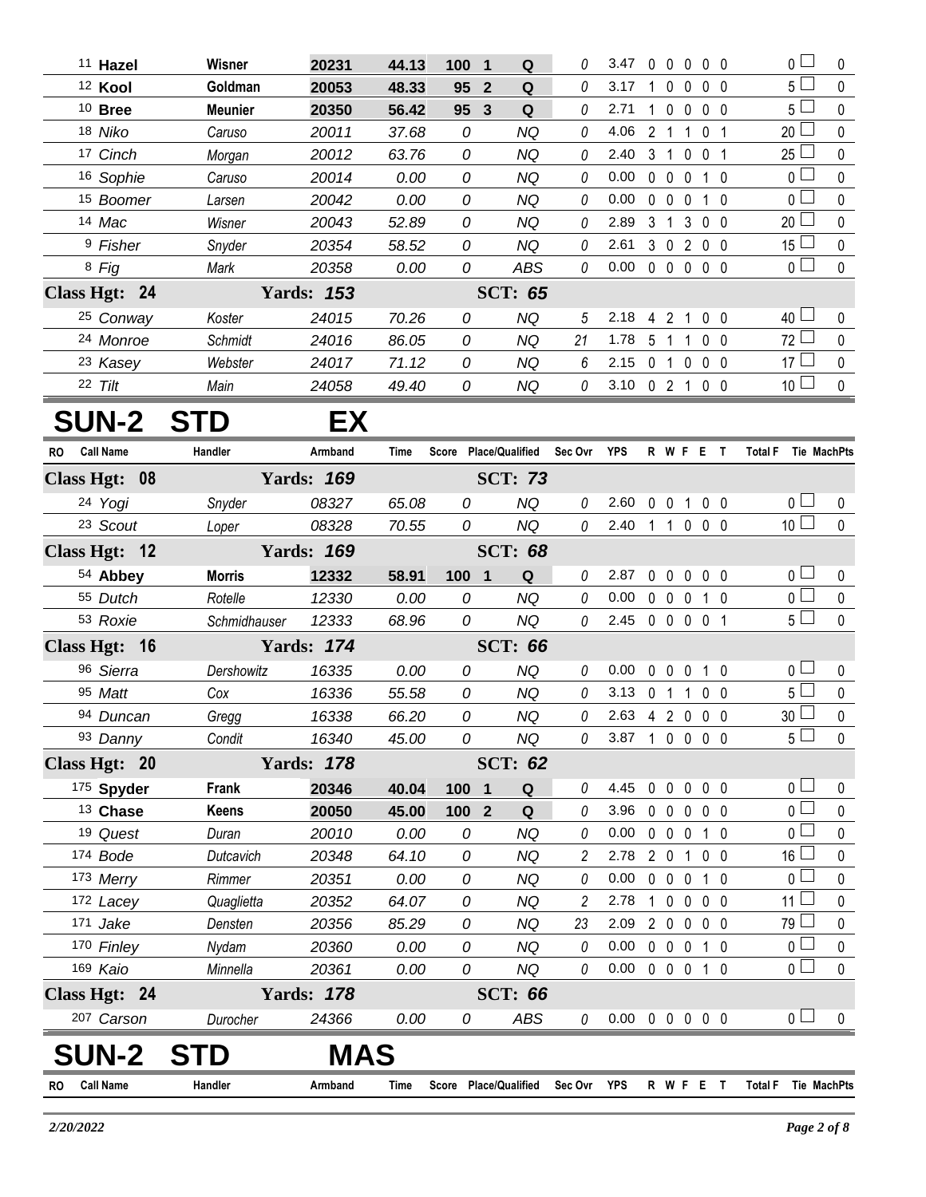| RO | Call Name | Handler | Armband | Time | Score | Place/Qualified | Sec Ovr | YPS | R | W | F | E | T | Total F | Tie | MachPts |
|---|---|---|---|---|---|---|---|---|---|---|---|---|---|---|---|---|
| 11 | **Hazel** | **Wisner** | **20231** | **44.13** | **100** | **1 Q** | 0 | 3.47 | 0 | 0 | 0 | 0 | 0 | 0 | | 0 |
| 12 | **Kool** | **Goldman** | **20053** | **48.33** | **95** | **2 Q** | 0 | 3.17 | 1 | 0 | 0 | 0 | 0 | 5 | | 0 |
| 10 | **Bree** | **Meunier** | **20350** | **56.42** | **95** | **3 Q** | 0 | 2.71 | 1 | 0 | 0 | 0 | 0 | 5 | | 0 |
| 18 | *Niko* | *Caruso* | *20011* | *37.68* | *0* | *NQ* | 0 | 4.06 | 2 | 1 | 1 | 0 | 1 | 20 | | 0 |
| 17 | *Cinch* | *Morgan* | *20012* | *63.76* | *0* | *NQ* | 0 | 2.40 | 3 | 1 | 0 | 0 | 1 | 25 | | 0 |
| 16 | *Sophie* | *Caruso* | *20014* | *0.00* | *0* | *NQ* | 0 | 0.00 | 0 | 0 | 0 | 1 | 0 | 0 | | 0 |
| 15 | *Boomer* | *Larsen* | *20042* | *0.00* | *0* | *NQ* | 0 | 0.00 | 0 | 0 | 0 | 1 | 0 | 0 | | 0 |
| 14 | *Mac* | *Wisner* | *20043* | *52.89* | *0* | *NQ* | 0 | 2.89 | 3 | 1 | 3 | 0 | 0 | 20 | | 0 |
| 9 | *Fisher* | *Snyder* | *20354* | *58.52* | *0* | *NQ* | 0 | 2.61 | 3 | 0 | 2 | 0 | 0 | 15 | | 0 |
| 8 | *Fig* | *Mark* | *20358* | *0.00* | *0* | *ABS* | 0 | 0.00 | 0 | 0 | 0 | 0 | 0 | 0 | | 0 |
| **Class Hgt: 24** | | **Yards: 153** | | | | **SCT: 65** | | | | | | | | | | |
| 25 | *Conway* | *Koster* | *24015* | *70.26* | *0* | *NQ* | 5 | 2.18 | 4 | 2 | 1 | 0 | 0 | 40 | | 0 |
| 24 | *Monroe* | *Schmidt* | *24016* | *86.05* | *0* | *NQ* | 21 | 1.78 | 5 | 1 | 1 | 0 | 0 | 72 | | 0 |
| 23 | *Kasey* | *Webster* | *24017* | *71.12* | *0* | *NQ* | 6 | 2.15 | 0 | 1 | 0 | 0 | 0 | 17 | | 0 |
| 22 | *Tilt* | *Main* | *24058* | *49.40* | *0* | *NQ* | 0 | 3.10 | 0 | 2 | 1 | 0 | 0 | 10 | | 0 |

# SUN-2 STD EX

| RO | Call Name | Handler | Armband | Time | Score | Place/Qualified | Sec Ovr | YPS | R | W | F | E | T | Total F | Tie | MachPts |
|---|---|---|---|---|---|---|---|---|---|---|---|---|---|---|---|---|
| **Class Hgt: 08** | | **Yards: 169** | | | | **SCT: 73** | | | | | | | | | | |
| 24 | *Yogi* | *Snyder* | *08327* | *65.08* | *0* | *NQ* | 0 | 2.60 | 0 | 0 | 1 | 0 | 0 | 0 | | 0 |
| 23 | *Scout* | *Loper* | *08328* | *70.55* | *0* | *NQ* | 0 | 2.40 | 1 | 1 | 0 | 0 | 0 | 10 | | 0 |
| **Class Hgt: 12** | | **Yards: 169** | | | | **SCT: 68** | | | | | | | | | | |
| 54 | **Abbey** | **Morris** | **12332** | **58.91** | **100** | **1 Q** | 0 | 2.87 | 0 | 0 | 0 | 0 | 0 | 0 | | 0 |
| 55 | *Dutch* | *Rotelle* | *12330* | *0.00* | *0* | *NQ* | 0 | 0.00 | 0 | 0 | 0 | 1 | 0 | 0 | | 0 |
| 53 | *Roxie* | *Schmidhauser* | *12333* | *68.96* | *0* | *NQ* | 0 | 2.45 | 0 | 0 | 0 | 0 | 1 | 5 | | 0 |
| **Class Hgt: 16** | | **Yards: 174** | | | | **SCT: 66** | | | | | | | | | | |
| 96 | *Sierra* | *Dershowitz* | *16335* | *0.00* | *0* | *NQ* | 0 | 0.00 | 0 | 0 | 0 | 1 | 0 | 0 | | 0 |
| 95 | *Matt* | *Cox* | *16336* | *55.58* | *0* | *NQ* | 0 | 3.13 | 0 | 1 | 1 | 0 | 0 | 5 | | 0 |
| 94 | *Duncan* | *Gregg* | *16338* | *66.20* | *0* | *NQ* | 0 | 2.63 | 4 | 2 | 0 | 0 | 0 | 30 | | 0 |
| 93 | *Danny* | *Condit* | *16340* | *45.00* | *0* | *NQ* | 0 | 3.87 | 1 | 0 | 0 | 0 | 0 | 5 | | 0 |
| **Class Hgt: 20** | | **Yards: 178** | | | | **SCT: 62** | | | | | | | | | | |
| 175 | **Spyder** | **Frank** | **20346** | **40.04** | **100** | **1 Q** | 0 | 4.45 | 0 | 0 | 0 | 0 | 0 | 0 | | 0 |
| 13 | **Chase** | **Keens** | **20050** | **45.00** | **100** | **2 Q** | 0 | 3.96 | 0 | 0 | 0 | 0 | 0 | 0 | | 0 |
| 19 | *Quest* | *Duran* | *20010* | *0.00* | *0* | *NQ* | 0 | 0.00 | 0 | 0 | 0 | 1 | 0 | 0 | | 0 |
| 174 | *Bode* | *Dutcavich* | *20348* | *64.10* | *0* | *NQ* | 2 | 2.78 | 2 | 0 | 1 | 0 | 0 | 16 | | 0 |
| 173 | *Merry* | *Rimmer* | *20351* | *0.00* | *0* | *NQ* | 0 | 0.00 | 0 | 0 | 0 | 1 | 0 | 0 | | 0 |
| 172 | *Lacey* | *Quaglietta* | *20352* | *64.07* | *0* | *NQ* | 2 | 2.78 | 1 | 0 | 0 | 0 | 0 | 11 | | 0 |
| 171 | *Jake* | *Densten* | *20356* | *85.29* | *0* | *NQ* | 23 | 2.09 | 2 | 0 | 0 | 0 | 0 | 79 | | 0 |
| 170 | *Finley* | *Nydam* | *20360* | *0.00* | *0* | *NQ* | 0 | 0.00 | 0 | 0 | 0 | 1 | 0 | 0 | | 0 |
| 169 | *Kaio* | *Minnella* | *20361* | *0.00* | *0* | *NQ* | 0 | 0.00 | 0 | 0 | 0 | 1 | 0 | 0 | | 0 |
| **Class Hgt: 24** | | **Yards: 178** | | | | **SCT: 66** | | | | | | | | | | |
| 207 | *Carson* | *Durocher* | *24366* | *0.00* | *0* | *ABS* | 0 | 0.00 | 0 | 0 | 0 | 0 | 0 | 0 | | 0 |

# SUN-2 STD MAS

| RO | Call Name | Handler | Armband | Time | Score | Place/Qualified | Sec Ovr | YPS | R | W | F | E | T | Total F | Tie | MachPts |
|---|---|---|---|---|---|---|---|---|---|---|---|---|---|---|---|---|

*2/20/2022*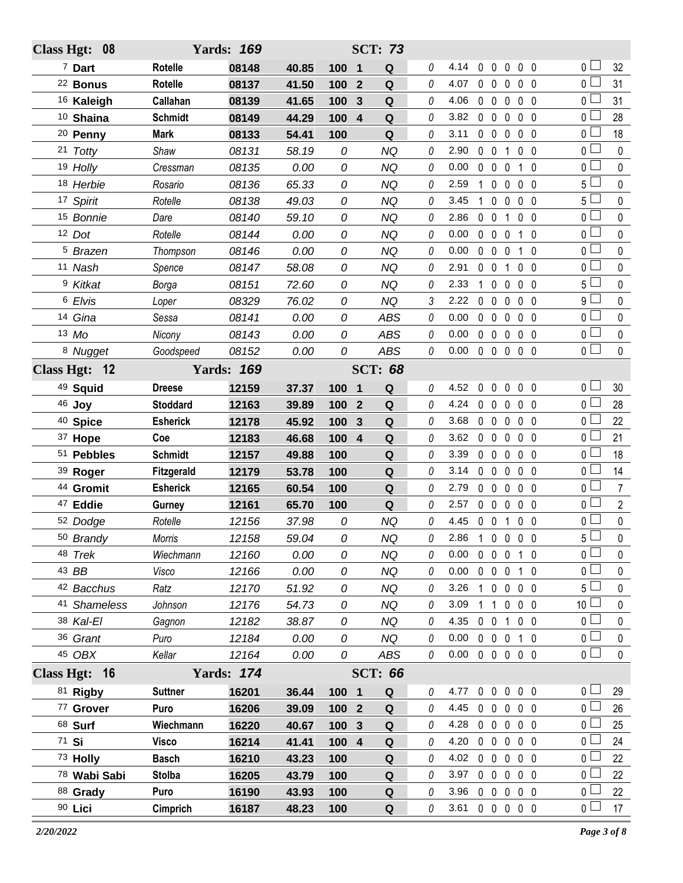| Class Hgt: 08 | | Yards: 169 | | SCT: 73 | | | | | | | | | | | |
|---|---|---|---|---|---|---|---|---|---|---|---|---|---|---|---|
| 7 **Dart** | **Rotelle** | **08148** | **40.85** | **100 1** | **Q** | 0 | 4.14 | 0 | 0 | 0 | 0 | 0 | 0 | | 32 |
| 22 **Bonus** | **Rotelle** | **08137** | **41.50** | **100 2** | **Q** | 0 | 4.07 | 0 | 0 | 0 | 0 | 0 | 0 | | 31 |
| 16 **Kaleigh** | **Callahan** | **08139** | **41.65** | **100 3** | **Q** | 0 | 4.06 | 0 | 0 | 0 | 0 | 0 | 0 | | 31 |
| 10 **Shaina** | **Schmidt** | **08149** | **44.29** | **100 4** | **Q** | 0 | 3.82 | 0 | 0 | 0 | 0 | 0 | 0 | | 28 |
| 20 **Penny** | **Mark** | **08133** | **54.41** | **100** | **Q** | 0 | 3.11 | 0 | 0 | 0 | 0 | 0 | 0 | | 18 |
| 21 *Totty* | *Shaw* | *08131* | *58.19* | *0* | *NQ* | 0 | 2.90 | 0 | 0 | 1 | 0 | 0 | 0 | | 0 |
| 19 *Holly* | *Cressman* | *08135* | *0.00* | *0* | *NQ* | 0 | 0.00 | 0 | 0 | 0 | 1 | 0 | 0 | | 0 |
| 18 *Herbie* | *Rosario* | *08136* | *65.33* | *0* | *NQ* | 0 | 2.59 | 1 | 0 | 0 | 0 | 0 | 5 | | 0 |
| 17 *Spirit* | *Rotelle* | *08138* | *49.03* | *0* | *NQ* | 0 | 3.45 | 1 | 0 | 0 | 0 | 0 | 5 | | 0 |
| 15 *Bonnie* | *Dare* | *08140* | *59.10* | *0* | *NQ* | 0 | 2.86 | 0 | 0 | 1 | 0 | 0 | 0 | | 0 |
| 12 *Dot* | *Rotelle* | *08144* | *0.00* | *0* | *NQ* | 0 | 0.00 | 0 | 0 | 0 | 1 | 0 | 0 | | 0 |
| 5 *Brazen* | *Thompson* | *08146* | *0.00* | *0* | *NQ* | 0 | 0.00 | 0 | 0 | 0 | 1 | 0 | 0 | | 0 |
| 11 *Nash* | *Spence* | *08147* | *58.08* | *0* | *NQ* | 0 | 2.91 | 0 | 0 | 1 | 0 | 0 | 0 | | 0 |
| 9 *Kitkat* | *Borga* | *08151* | *72.60* | *0* | *NQ* | 0 | 2.33 | 1 | 0 | 0 | 0 | 0 | 5 | | 0 |
| 6 *Elvis* | *Loper* | *08329* | *76.02* | *0* | *NQ* | 3 | 2.22 | 0 | 0 | 0 | 0 | 0 | 9 | | 0 |
| 14 *Gina* | *Sessa* | *08141* | *0.00* | *0* | *ABS* | 0 | 0.00 | 0 | 0 | 0 | 0 | 0 | 0 | | 0 |
| 13 *Mo* | *Nicony* | *08143* | *0.00* | *0* | *ABS* | 0 | 0.00 | 0 | 0 | 0 | 0 | 0 | 0 | | 0 |
| 8 *Nugget* | *Goodspeed* | *08152* | *0.00* | *0* | *ABS* | 0 | 0.00 | 0 | 0 | 0 | 0 | 0 | 0 | | 0 |
| **Class Hgt: 12** | | **Yards: 169** | | **SCT: 68** | | | | | | | | | | | |
| 49 **Squid** | **Dreese** | **12159** | **37.37** | **100 1** | **Q** | 0 | 4.52 | 0 | 0 | 0 | 0 | 0 | 0 | | 30 |
| 46 **Joy** | **Stoddard** | **12163** | **39.89** | **100 2** | **Q** | 0 | 4.24 | 0 | 0 | 0 | 0 | 0 | 0 | | 28 |
| 40 **Spice** | **Esherick** | **12178** | **45.92** | **100 3** | **Q** | 0 | 3.68 | 0 | 0 | 0 | 0 | 0 | 0 | | 22 |
| 37 **Hope** | **Coe** | **12183** | **46.68** | **100 4** | **Q** | 0 | 3.62 | 0 | 0 | 0 | 0 | 0 | 0 | | 21 |
| 51 **Pebbles** | **Schmidt** | **12157** | **49.88** | **100** | **Q** | 0 | 3.39 | 0 | 0 | 0 | 0 | 0 | 0 | | 18 |
| 39 **Roger** | **Fitzgerald** | **12179** | **53.78** | **100** | **Q** | 0 | 3.14 | 0 | 0 | 0 | 0 | 0 | 0 | | 14 |
| 44 **Gromit** | **Esherick** | **12165** | **60.54** | **100** | **Q** | 0 | 2.79 | 0 | 0 | 0 | 0 | 0 | 0 | | 7 |
| 47 **Eddie** | **Gurney** | **12161** | **65.70** | **100** | **Q** | 0 | 2.57 | 0 | 0 | 0 | 0 | 0 | 0 | | 2 |
| 52 *Dodge* | *Rotelle* | *12156* | *37.98* | *0* | *NQ* | 0 | 4.45 | 0 | 0 | 1 | 0 | 0 | 0 | | 0 |
| 50 *Brandy* | *Morris* | *12158* | *59.04* | *0* | *NQ* | 0 | 2.86 | 1 | 0 | 0 | 0 | 0 | 5 | | 0 |
| 48 *Trek* | *Wiechmann* | *12160* | *0.00* | *0* | *NQ* | 0 | 0.00 | 0 | 0 | 0 | 1 | 0 | 0 | | 0 |
| 43 *BB* | *Visco* | *12166* | *0.00* | *0* | *NQ* | 0 | 0.00 | 0 | 0 | 0 | 1 | 0 | 0 | | 0 |
| 42 *Bacchus* | *Ratz* | *12170* | *51.92* | *0* | *NQ* | 0 | 3.26 | 1 | 0 | 0 | 0 | 0 | 5 | | 0 |
| 41 *Shameless* | *Johnson* | *12176* | *54.73* | *0* | *NQ* | 0 | 3.09 | 1 | 1 | 0 | 0 | 0 | 10 | | 0 |
| 38 *Kal-El* | *Gagnon* | *12182* | *38.87* | *0* | *NQ* | 0 | 4.35 | 0 | 0 | 1 | 0 | 0 | 0 | | 0 |
| 36 *Grant* | *Puro* | *12184* | *0.00* | *0* | *NQ* | 0 | 0.00 | 0 | 0 | 0 | 1 | 0 | 0 | | 0 |
| 45 *OBX* | *Kellar* | *12164* | *0.00* | *0* | *ABS* | 0 | 0.00 | 0 | 0 | 0 | 0 | 0 | 0 | | 0 |
| **Class Hgt: 16** | | **Yards: 174** | | **SCT: 66** | | | | | | | | | | | |
| 81 **Rigby** | **Suttner** | **16201** | **36.44** | **100 1** | **Q** | 0 | 4.77 | 0 | 0 | 0 | 0 | 0 | 0 | | 29 |
| 77 **Grover** | **Puro** | **16206** | **39.09** | **100 2** | **Q** | 0 | 4.45 | 0 | 0 | 0 | 0 | 0 | 0 | | 26 |
| 68 **Surf** | **Wiechmann** | **16220** | **40.67** | **100 3** | **Q** | 0 | 4.28 | 0 | 0 | 0 | 0 | 0 | 0 | | 25 |
| 71 **Si** | **Visco** | **16214** | **41.41** | **100 4** | **Q** | 0 | 4.20 | 0 | 0 | 0 | 0 | 0 | 0 | | 24 |
| 73 **Holly** | **Basch** | **16210** | **43.23** | **100** | **Q** | 0 | 4.02 | 0 | 0 | 0 | 0 | 0 | 0 | | 22 |
| 78 **Wabi Sabi** | **Stolba** | **16205** | **43.79** | **100** | **Q** | 0 | 3.97 | 0 | 0 | 0 | 0 | 0 | 0 | | 22 |
| 88 **Grady** | **Puro** | **16190** | **43.93** | **100** | **Q** | 0 | 3.96 | 0 | 0 | 0 | 0 | 0 | 0 | | 22 |
| 90 **Lici** | **Cimprich** | **16187** | **48.23** | **100** | **Q** | 0 | 3.61 | 0 | 0 | 0 | 0 | 0 | 0 | | 17 |

*2/20/2022*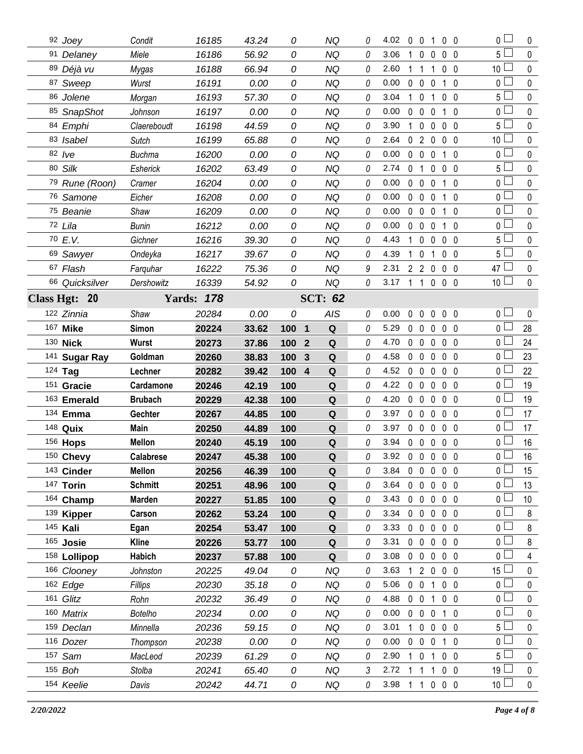| | | | | | | | | | | | | | | | | |
|---|---|---|---|---|---|---|---|---|---|---|---|---|---|---|---|---|
| 92 *Joey* | *Condit* | *16185* | *43.24* | *0* | | *NQ* | *0* | 4.02 | 0 | 0 | 1 | 0 | 0 | 0 ☐ | | 0 |
| 91 *Delaney* | *Miele* | *16186* | *56.92* | *0* | | *NQ* | *0* | 3.06 | 1 | 0 | 0 | 0 | 0 | 5 ☐ | | 0 |
| 89 *Déjà vu* | *Mygas* | *16188* | *66.94* | *0* | | *NQ* | *0* | 2.60 | 1 | 1 | 1 | 0 | 0 | 10 ☐ | | 0 |
| 87 *Sweep* | *Wurst* | *16191* | *0.00* | *0* | | *NQ* | *0* | 0.00 | 0 | 0 | 0 | 1 | 0 | 0 ☐ | | 0 |
| 86 *Jolene* | *Morgan* | *16193* | *57.30* | *0* | | *NQ* | *0* | 3.04 | 1 | 0 | 1 | 0 | 0 | 5 ☐ | | 0 |
| 85 *SnapShot* | *Johnson* | *16197* | *0.00* | *0* | | *NQ* | *0* | 0.00 | 0 | 0 | 0 | 1 | 0 | 0 ☐ | | 0 |
| 84 *Emphi* | *Claereboudt* | *16198* | *44.59* | *0* | | *NQ* | *0* | 3.90 | 1 | 0 | 0 | 0 | 0 | 5 ☐ | | 0 |
| 83 *Isabel* | *Sutch* | *16199* | *65.88* | *0* | | *NQ* | *0* | 2.64 | 0 | 2 | 0 | 0 | 0 | 10 ☐ | | 0 |
| 82 *Ive* | *Buchma* | *16200* | *0.00* | *0* | | *NQ* | *0* | 0.00 | 0 | 0 | 0 | 1 | 0 | 0 ☐ | | 0 |
| 80 *Silk* | *Esherick* | *16202* | *63.49* | *0* | | *NQ* | *0* | 2.74 | 0 | 1 | 0 | 0 | 0 | 5 ☐ | | 0 |
| 79 *Rune (Roon)* | *Cramer* | *16204* | *0.00* | *0* | | *NQ* | *0* | 0.00 | 0 | 0 | 0 | 1 | 0 | 0 ☐ | | 0 |
| 76 *Samone* | *Eicher* | *16208* | *0.00* | *0* | | *NQ* | *0* | 0.00 | 0 | 0 | 0 | 1 | 0 | 0 ☐ | | 0 |
| 75 *Beanie* | *Shaw* | *16209* | *0.00* | *0* | | *NQ* | *0* | 0.00 | 0 | 0 | 0 | 1 | 0 | 0 ☐ | | 0 |
| 72 *Lila* | *Bunin* | *16212* | *0.00* | *0* | | *NQ* | *0* | 0.00 | 0 | 0 | 0 | 1 | 0 | 0 ☐ | | 0 |
| 70 *E.V.* | *Gichner* | *16216* | *39.30* | *0* | | *NQ* | *0* | 4.43 | 1 | 0 | 0 | 0 | 0 | 5 ☐ | | 0 |
| 69 *Sawyer* | *Ondeyka* | *16217* | *39.67* | *0* | | *NQ* | *0* | 4.39 | 1 | 0 | 1 | 0 | 0 | 5 ☐ | | 0 |
| 67 *Flash* | *Farquhar* | *16222* | *75.36* | *0* | | *NQ* | *9* | 2.31 | 2 | 2 | 0 | 0 | 0 | 47 ☐ | | 0 |
| 66 *Quicksilver* | *Dershowitz* | *16339* | *54.92* | *0* | | *NQ* | *0* | 3.17 | 1 | 1 | 0 | 0 | 0 | 10 ☐ | | 0 |
| **Class Hgt: 20** | | **Yards: *178*** | | | | **SCT: *62*** | | | | | | | | | | |
| 122 *Zinnia* | *Shaw* | *20284* | *0.00* | *0* | | *AIS* | *0* | 0.00 | 0 | 0 | 0 | 0 | 0 | 0 ☐ | | 0 |
| 167 **Mike** | **Simon** | **20224** | **33.62** | **100** | **1** | **Q** | *0* | 5.29 | 0 | 0 | 0 | 0 | 0 | 0 ☐ | | 28 |
| 130 **Nick** | **Wurst** | **20273** | **37.86** | **100** | **2** | **Q** | *0* | 4.70 | 0 | 0 | 0 | 0 | 0 | 0 ☐ | | 24 |
| 141 **Sugar Ray** | **Goldman** | **20260** | **38.83** | **100** | **3** | **Q** | *0* | 4.58 | 0 | 0 | 0 | 0 | 0 | 0 ☐ | | 23 |
| 124 **Tag** | **Lechner** | **20282** | **39.42** | **100** | **4** | **Q** | *0* | 4.52 | 0 | 0 | 0 | 0 | 0 | 0 ☐ | | 22 |
| 151 **Gracie** | **Cardamone** | **20246** | **42.19** | **100** | | **Q** | *0* | 4.22 | 0 | 0 | 0 | 0 | 0 | 0 ☐ | | 19 |
| 163 **Emerald** | **Brubach** | **20229** | **42.38** | **100** | | **Q** | *0* | 4.20 | 0 | 0 | 0 | 0 | 0 | 0 ☐ | | 19 |
| 134 **Emma** | **Gechter** | **20267** | **44.85** | **100** | | **Q** | *0* | 3.97 | 0 | 0 | 0 | 0 | 0 | 0 ☐ | | 17 |
| 148 **Quix** | **Main** | **20250** | **44.89** | **100** | | **Q** | *0* | 3.97 | 0 | 0 | 0 | 0 | 0 | 0 ☐ | | 17 |
| 156 **Hops** | **Mellon** | **20240** | **45.19** | **100** | | **Q** | *0* | 3.94 | 0 | 0 | 0 | 0 | 0 | 0 ☐ | | 16 |
| 150 **Chevy** | **Calabrese** | **20247** | **45.38** | **100** | | **Q** | *0* | 3.92 | 0 | 0 | 0 | 0 | 0 | 0 ☐ | | 16 |
| 143 **Cinder** | **Mellon** | **20256** | **46.39** | **100** | | **Q** | *0* | 3.84 | 0 | 0 | 0 | 0 | 0 | 0 ☐ | | 15 |
| 147 **Torin** | **Schmitt** | **20251** | **48.96** | **100** | | **Q** | *0* | 3.64 | 0 | 0 | 0 | 0 | 0 | 0 ☐ | | 13 |
| 164 **Champ** | **Marden** | **20227** | **51.85** | **100** | | **Q** | *0* | 3.43 | 0 | 0 | 0 | 0 | 0 | 0 ☐ | | 10 |
| 139 **Kipper** | **Carson** | **20262** | **53.24** | **100** | | **Q** | *0* | 3.34 | 0 | 0 | 0 | 0 | 0 | 0 ☐ | | 8 |
| 145 **Kali** | **Egan** | **20254** | **53.47** | **100** | | **Q** | *0* | 3.33 | 0 | 0 | 0 | 0 | 0 | 0 ☐ | | 8 |
| 165 **Josie** | **Kline** | **20226** | **53.77** | **100** | | **Q** | *0* | 3.31 | 0 | 0 | 0 | 0 | 0 | 0 ☐ | | 8 |
| 158 **Lollipop** | **Habich** | **20237** | **57.88** | **100** | | **Q** | *0* | 3.08 | 0 | 0 | 0 | 0 | 0 | 0 ☐ | | 4 |
| 166 *Clooney* | *Johnston* | *20225* | *49.04* | *0* | | *NQ* | *0* | 3.63 | 1 | 2 | 0 | 0 | 0 | 15 ☐ | | 0 |
| 162 *Edge* | *Fillips* | *20230* | *35.18* | *0* | | *NQ* | *0* | 5.06 | 0 | 0 | 1 | 0 | 0 | 0 ☐ | | 0 |
| 161 *Glitz* | *Rohn* | *20232* | *36.49* | *0* | | *NQ* | *0* | 4.88 | 0 | 0 | 1 | 0 | 0 | 0 ☐ | | 0 |
| 160 *Matrix* | *Botelho* | *20234* | *0.00* | *0* | | *NQ* | *0* | 0.00 | 0 | 0 | 0 | 1 | 0 | 0 ☐ | | 0 |
| 159 *Declan* | *Minnella* | *20236* | *59.15* | *0* | | *NQ* | *0* | 3.01 | 1 | 0 | 0 | 0 | 0 | 5 ☐ | | 0 |
| 116 *Dozer* | *Thompson* | *20238* | *0.00* | *0* | | *NQ* | *0* | 0.00 | 0 | 0 | 0 | 1 | 0 | 0 ☐ | | 0 |
| 157 *Sam* | *MacLeod* | *20239* | *61.29* | *0* | | *NQ* | *0* | 2.90 | 1 | 0 | 1 | 0 | 0 | 5 ☐ | | 0 |
| 155 *Boh* | *Stolba* | *20241* | *65.40* | *0* | | *NQ* | *3* | 2.72 | 1 | 1 | 1 | 0 | 0 | 19 ☐ | | 0 |
| 154 *Keelie* | *Davis* | *20242* | *44.71* | *0* | | *NQ* | *0* | 3.98 | 1 | 1 | 0 | 0 | 0 | 10 ☐ | | 0 |

*2/20/2022*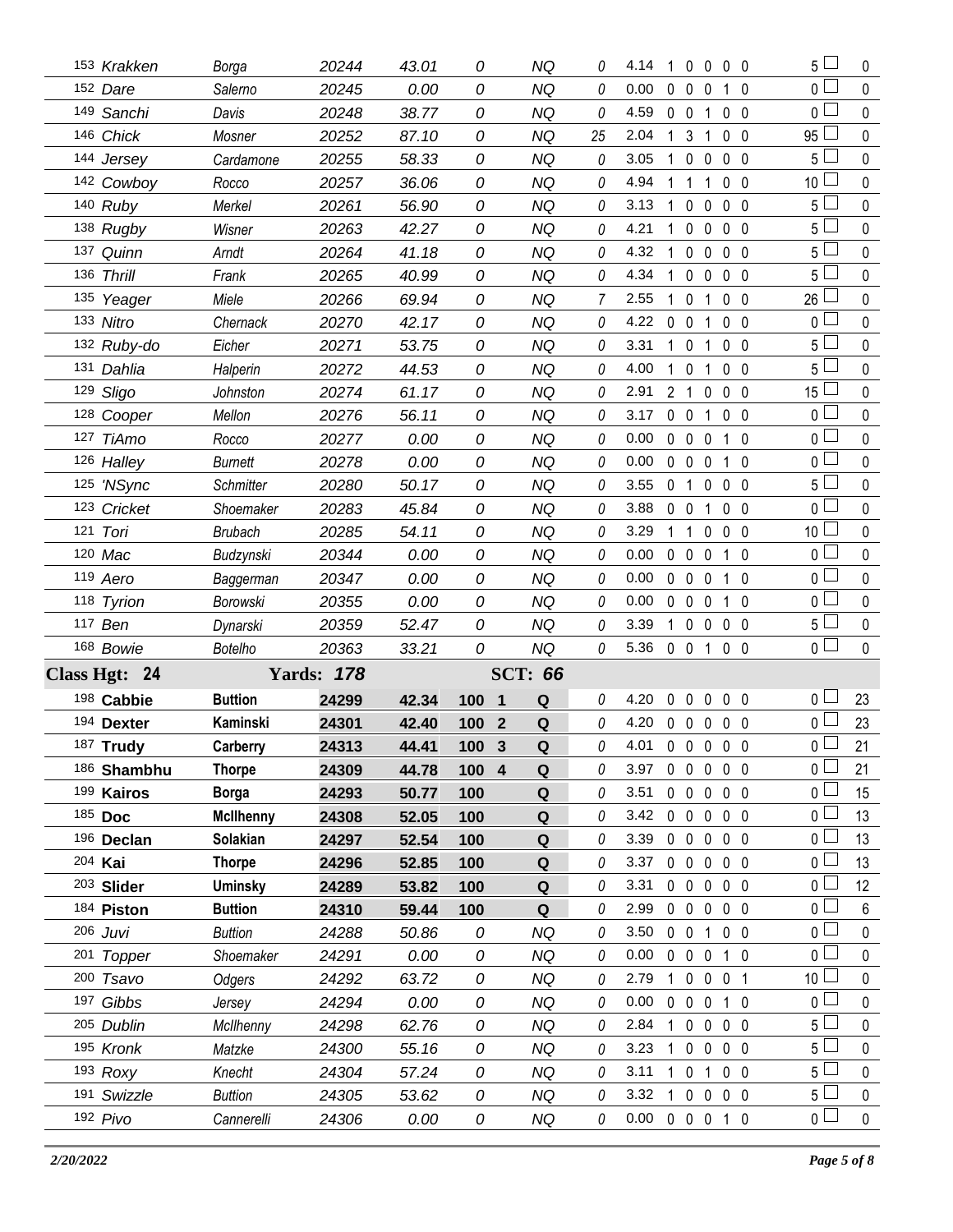| | | | | | | | | | | | | | | | | |
|---|---|---|---|---|---|---|---|---|---|---|---|---|---|---|---|---|
| 153 Krakken | Borga | 20244 | 43.01 | 0 | | NQ | 0 | 4.14 | 1 | 0 | 0 | 0 | 0 | 5 | ☐ | 0 |
| 152 Dare | Salerno | 20245 | 0.00 | 0 | | NQ | 0 | 0.00 | 0 | 0 | 0 | 1 | 0 | 0 | ☐ | 0 |
| 149 Sanchi | Davis | 20248 | 38.77 | 0 | | NQ | 0 | 4.59 | 0 | 0 | 1 | 0 | 0 | 0 | ☐ | 0 |
| 146 Chick | Mosner | 20252 | 87.10 | 0 | | NQ | 25 | 2.04 | 1 | 3 | 1 | 0 | 0 | 95 | ☐ | 0 |
| 144 Jersey | Cardamone | 20255 | 58.33 | 0 | | NQ | 0 | 3.05 | 1 | 0 | 0 | 0 | 0 | 5 | ☐ | 0 |
| 142 Cowboy | Rocco | 20257 | 36.06 | 0 | | NQ | 0 | 4.94 | 1 | 1 | 1 | 0 | 0 | 10 | ☐ | 0 |
| 140 Ruby | Merkel | 20261 | 56.90 | 0 | | NQ | 0 | 3.13 | 1 | 0 | 0 | 0 | 0 | 5 | ☐ | 0 |
| 138 Rugby | Wisner | 20263 | 42.27 | 0 | | NQ | 0 | 4.21 | 1 | 0 | 0 | 0 | 0 | 5 | ☐ | 0 |
| 137 Quinn | Arndt | 20264 | 41.18 | 0 | | NQ | 0 | 4.32 | 1 | 0 | 0 | 0 | 0 | 5 | ☐ | 0 |
| 136 Thrill | Frank | 20265 | 40.99 | 0 | | NQ | 0 | 4.34 | 1 | 0 | 0 | 0 | 0 | 5 | ☐ | 0 |
| 135 Yeager | Miele | 20266 | 69.94 | 0 | | NQ | 7 | 2.55 | 1 | 0 | 1 | 0 | 0 | 26 | ☐ | 0 |
| 133 Nitro | Chernack | 20270 | 42.17 | 0 | | NQ | 0 | 4.22 | 0 | 0 | 1 | 0 | 0 | 0 | ☐ | 0 |
| 132 Ruby-do | Eicher | 20271 | 53.75 | 0 | | NQ | 0 | 3.31 | 1 | 0 | 1 | 0 | 0 | 5 | ☐ | 0 |
| 131 Dahlia | Halperin | 20272 | 44.53 | 0 | | NQ | 0 | 4.00 | 1 | 0 | 1 | 0 | 0 | 5 | ☐ | 0 |
| 129 Sligo | Johnston | 20274 | 61.17 | 0 | | NQ | 0 | 2.91 | 2 | 1 | 0 | 0 | 0 | 15 | ☐ | 0 |
| 128 Cooper | Mellon | 20276 | 56.11 | 0 | | NQ | 0 | 3.17 | 0 | 0 | 1 | 0 | 0 | 0 | ☐ | 0 |
| 127 TiAmo | Rocco | 20277 | 0.00 | 0 | | NQ | 0 | 0.00 | 0 | 0 | 0 | 1 | 0 | 0 | ☐ | 0 |
| 126 Halley | Burnett | 20278 | 0.00 | 0 | | NQ | 0 | 0.00 | 0 | 0 | 0 | 1 | 0 | 0 | ☐ | 0 |
| 125 'NSync | Schmitter | 20280 | 50.17 | 0 | | NQ | 0 | 3.55 | 0 | 1 | 0 | 0 | 0 | 5 | ☐ | 0 |
| 123 Cricket | Shoemaker | 20283 | 45.84 | 0 | | NQ | 0 | 3.88 | 0 | 0 | 1 | 0 | 0 | 0 | ☐ | 0 |
| 121 Tori | Brubach | 20285 | 54.11 | 0 | | NQ | 0 | 3.29 | 1 | 1 | 0 | 0 | 0 | 10 | ☐ | 0 |
| 120 Mac | Budzynski | 20344 | 0.00 | 0 | | NQ | 0 | 0.00 | 0 | 0 | 0 | 1 | 0 | 0 | ☐ | 0 |
| 119 Aero | Baggerman | 20347 | 0.00 | 0 | | NQ | 0 | 0.00 | 0 | 0 | 0 | 1 | 0 | 0 | ☐ | 0 |
| 118 Tyrion | Borowski | 20355 | 0.00 | 0 | | NQ | 0 | 0.00 | 0 | 0 | 0 | 1 | 0 | 0 | ☐ | 0 |
| 117 Ben | Dynarski | 20359 | 52.47 | 0 | | NQ | 0 | 3.39 | 1 | 0 | 0 | 0 | 0 | 5 | ☐ | 0 |
| 168 Bowie | Botelho | 20363 | 33.21 | 0 | | NQ | 0 | 5.36 | 0 | 0 | 1 | 0 | 0 | 0 | ☐ | 0 |
| **Class Hgt: 24** | | **Yards: 178** | | | | **SCT: 66** | | | | | | | | | | |
| **198 Cabbie** | **Buttion** | **24299** | **42.34** | **100** | **1** | **Q** | 0 | 4.20 | 0 | 0 | 0 | 0 | 0 | 0 | ☐ | 23 |
| **194 Dexter** | **Kaminski** | **24301** | **42.40** | **100** | **2** | **Q** | 0 | 4.20 | 0 | 0 | 0 | 0 | 0 | 0 | ☐ | 23 |
| **187 Trudy** | **Carberry** | **24313** | **44.41** | **100** | **3** | **Q** | 0 | 4.01 | 0 | 0 | 0 | 0 | 0 | 0 | ☐ | 21 |
| **186 Shambhu** | **Thorpe** | **24309** | **44.78** | **100** | **4** | **Q** | 0 | 3.97 | 0 | 0 | 0 | 0 | 0 | 0 | ☐ | 21 |
| **199 Kairos** | **Borga** | **24293** | **50.77** | **100** | | **Q** | 0 | 3.51 | 0 | 0 | 0 | 0 | 0 | 0 | ☐ | 15 |
| **185 Doc** | **McIlhenny** | **24308** | **52.05** | **100** | | **Q** | 0 | 3.42 | 0 | 0 | 0 | 0 | 0 | 0 | ☐ | 13 |
| **196 Declan** | **Solakian** | **24297** | **52.54** | **100** | | **Q** | 0 | 3.39 | 0 | 0 | 0 | 0 | 0 | 0 | ☐ | 13 |
| **204 Kai** | **Thorpe** | **24296** | **52.85** | **100** | | **Q** | 0 | 3.37 | 0 | 0 | 0 | 0 | 0 | 0 | ☐ | 13 |
| **203 Slider** | **Uminsky** | **24289** | **53.82** | **100** | | **Q** | 0 | 3.31 | 0 | 0 | 0 | 0 | 0 | 0 | ☐ | 12 |
| **184 Piston** | **Buttion** | **24310** | **59.44** | **100** | | **Q** | 0 | 2.99 | 0 | 0 | 0 | 0 | 0 | 0 | ☐ | 6 |
| 206 Juvi | Buttion | 24288 | 50.86 | 0 | | NQ | 0 | 3.50 | 0 | 0 | 1 | 0 | 0 | 0 | ☐ | 0 |
| 201 Topper | Shoemaker | 24291 | 0.00 | 0 | | NQ | 0 | 0.00 | 0 | 0 | 0 | 1 | 0 | 0 | ☐ | 0 |
| 200 Tsavo | Odgers | 24292 | 63.72 | 0 | | NQ | 0 | 2.79 | 1 | 0 | 0 | 0 | 1 | 10 | ☐ | 0 |
| 197 Gibbs | Jersey | 24294 | 0.00 | 0 | | NQ | 0 | 0.00 | 0 | 0 | 0 | 1 | 0 | 0 | ☐ | 0 |
| 205 Dublin | McIlhenny | 24298 | 62.76 | 0 | | NQ | 0 | 2.84 | 1 | 0 | 0 | 0 | 0 | 5 | ☐ | 0 |
| 195 Kronk | Matzke | 24300 | 55.16 | 0 | | NQ | 0 | 3.23 | 1 | 0 | 0 | 0 | 0 | 5 | ☐ | 0 |
| 193 Roxy | Knecht | 24304 | 57.24 | 0 | | NQ | 0 | 3.11 | 1 | 0 | 1 | 0 | 0 | 5 | ☐ | 0 |
| 191 Swizzle | Buttion | 24305 | 53.62 | 0 | | NQ | 0 | 3.32 | 1 | 0 | 0 | 0 | 0 | 5 | ☐ | 0 |
| 192 Pivo | Cannerelli | 24306 | 0.00 | 0 | | NQ | 0 | 0.00 | 0 | 0 | 0 | 1 | 0 | 0 | ☐ | 0 |

*2/20/2022*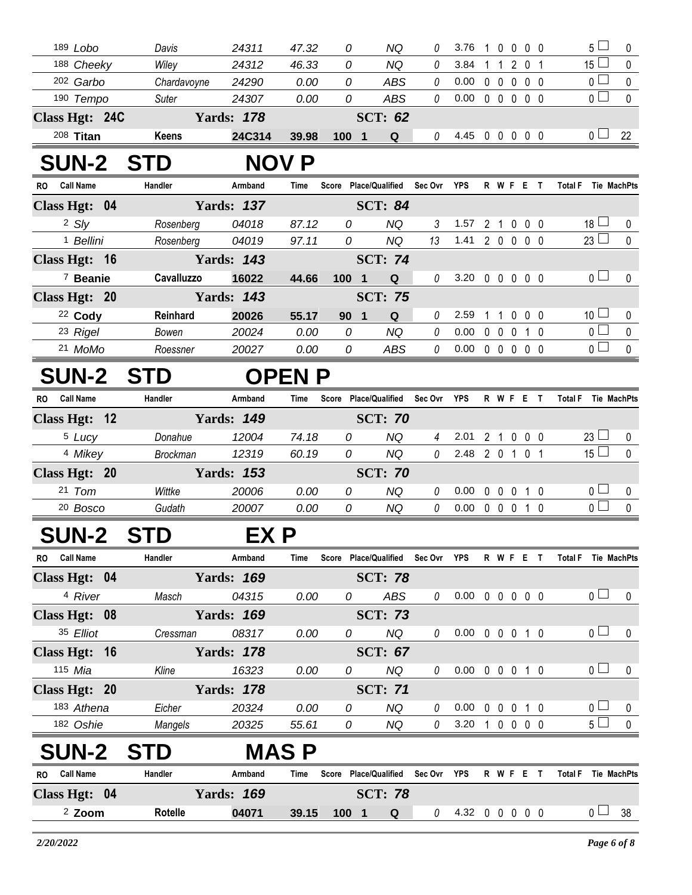| RO | Call Name | Handler | Armband | Time | Score | Place/Qualified | Sec Ovr | YPS | R | W | F | E | T | Total F | Tie | MachPts |
|---|---|---|---|---|---|---|---|---|---|---|---|---|---|---|---|---|
| 189 | Lobo | Davis | 24311 | 47.32 | 0 | NQ | 0 | 3.76 | 1 | 0 | 0 | 0 | 0 | 5 | | 0 |
| 188 | Cheeky | Wiley | 24312 | 46.33 | 0 | NQ | 0 | 3.84 | 1 | 1 | 2 | 0 | 1 | 15 | | 0 |
| 202 | Garbo | Chardavoyne | 24290 | 0.00 | 0 | ABS | 0 | 0.00 | 0 | 0 | 0 | 0 | 0 | 0 | | 0 |
| 190 | Tempo | Suter | 24307 | 0.00 | 0 | ABS | 0 | 0.00 | 0 | 0 | 0 | 0 | 0 | 0 | | 0 |
| **Class Hgt: 24C** | | **Yards: 178** | | | | **SCT: 62** | | | | | | | | | | |
| 208 | **Titan** | **Keens** | **24C314** | **39.98** | **100** | **1 Q** | 0 | 4.45 | 0 | 0 | 0 | 0 | 0 | 0 | | 22 |

## SUN-2 STD NOV P

| RO | Call Name | Handler | Armband | Time | Score | Place/Qualified | Sec Ovr | YPS | R | W | F | E | T | Total F | Tie | MachPts |
|---|---|---|---|---|---|---|---|---|---|---|---|---|---|---|---|---|
| **Class Hgt: 04** | | **Yards: 137** | | | | **SCT: 84** | | | | | | | | | | |
| 2 | Sly | Rosenberg | 04018 | 87.12 | 0 | NQ | 3 | 1.57 | 2 | 1 | 0 | 0 | 0 | 18 | | 0 |
| 1 | Bellini | Rosenberg | 04019 | 97.11 | 0 | NQ | 13 | 1.41 | 2 | 0 | 0 | 0 | 0 | 23 | | 0 |
| **Class Hgt: 16** | | **Yards: 143** | | | | **SCT: 74** | | | | | | | | | | |
| 7 | **Beanie** | **Cavalluzzo** | **16022** | **44.66** | **100** | **1 Q** | 0 | 3.20 | 0 | 0 | 0 | 0 | 0 | 0 | | 0 |
| **Class Hgt: 20** | | **Yards: 143** | | | | **SCT: 75** | | | | | | | | | | |
| 22 | **Cody** | **Reinhard** | **20026** | **55.17** | **90** | **1 Q** | 0 | 2.59 | 1 | 1 | 0 | 0 | 0 | 10 | | 0 |
| 23 | Rigel | Bowen | 20024 | 0.00 | 0 | NQ | 0 | 0.00 | 0 | 0 | 0 | 1 | 0 | 0 | | 0 |
| 21 | MoMo | Roessner | 20027 | 0.00 | 0 | ABS | 0 | 0.00 | 0 | 0 | 0 | 0 | 0 | 0 | | 0 |

## SUN-2 STD OPEN P

| RO | Call Name | Handler | Armband | Time | Score | Place/Qualified | Sec Ovr | YPS | R | W | F | E | T | Total F | Tie | MachPts |
|---|---|---|---|---|---|---|---|---|---|---|---|---|---|---|---|---|
| **Class Hgt: 12** | | **Yards: 149** | | | | **SCT: 70** | | | | | | | | | | |
| 5 | Lucy | Donahue | 12004 | 74.18 | 0 | NQ | 4 | 2.01 | 2 | 1 | 0 | 0 | 0 | 23 | | 0 |
| 4 | Mikey | Brockman | 12319 | 60.19 | 0 | NQ | 0 | 2.48 | 2 | 0 | 1 | 0 | 1 | 15 | | 0 |
| **Class Hgt: 20** | | **Yards: 153** | | | | **SCT: 70** | | | | | | | | | | |
| 21 | Tom | Wittke | 20006 | 0.00 | 0 | NQ | 0 | 0.00 | 0 | 0 | 0 | 1 | 0 | 0 | | 0 |
| 20 | Bosco | Gudath | 20007 | 0.00 | 0 | NQ | 0 | 0.00 | 0 | 0 | 0 | 1 | 0 | 0 | | 0 |

## SUN-2 STD EX P

| RO | Call Name | Handler | Armband | Time | Score | Place/Qualified | Sec Ovr | YPS | R | W | F | E | T | Total F | Tie | MachPts |
|---|---|---|---|---|---|---|---|---|---|---|---|---|---|---|---|---|
| **Class Hgt: 04** | | **Yards: 169** | | | | **SCT: 78** | | | | | | | | | | |
| 4 | River | Masch | 04315 | 0.00 | 0 | ABS | 0 | 0.00 | 0 | 0 | 0 | 0 | 0 | 0 | | 0 |
| **Class Hgt: 08** | | **Yards: 169** | | | | **SCT: 73** | | | | | | | | | | |
| 35 | Elliot | Cressman | 08317 | 0.00 | 0 | NQ | 0 | 0.00 | 0 | 0 | 0 | 1 | 0 | 0 | | 0 |
| **Class Hgt: 16** | | **Yards: 178** | | | | **SCT: 67** | | | | | | | | | | |
| 115 | Mia | Kline | 16323 | 0.00 | 0 | NQ | 0 | 0.00 | 0 | 0 | 0 | 1 | 0 | 0 | | 0 |
| **Class Hgt: 20** | | **Yards: 178** | | | | **SCT: 71** | | | | | | | | | | |
| 183 | Athena | Eicher | 20324 | 0.00 | 0 | NQ | 0 | 0.00 | 0 | 0 | 0 | 1 | 0 | 0 | | 0 |
| 182 | Oshie | Mangels | 20325 | 55.61 | 0 | NQ | 0 | 3.20 | 1 | 0 | 0 | 0 | 0 | 5 | | 0 |

## SUN-2 STD MAS P

| RO | Call Name | Handler | Armband | Time | Score | Place/Qualified | Sec Ovr | YPS | R | W | F | E | T | Total F | Tie | MachPts |
|---|---|---|---|---|---|---|---|---|---|---|---|---|---|---|---|---|
| **Class Hgt: 04** | | **Yards: 169** | | | | **SCT: 78** | | | | | | | | | | |
| 2 | **Zoom** | **Rotelle** | **04071** | **39.15** | **100** | **1 Q** | 0 | 4.32 | 0 | 0 | 0 | 0 | 0 | 0 | | 38 |

*2/20/2022*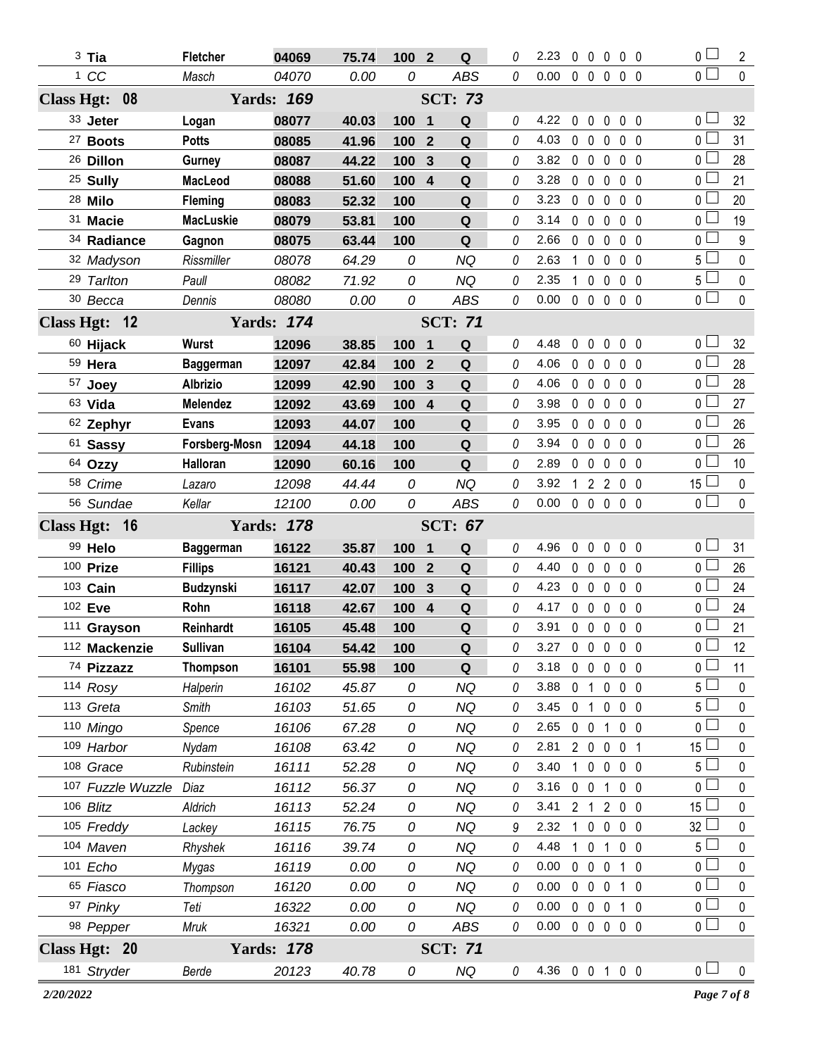| # | Dog | Handler | Armband | Time | Score | Place | Result | Time Faults | YPS | Faults | | | | | Total Faults | Points |
|---|---|---|---|---|---|---|---|---|---|---|---|---|---|---|---|---|
| 3 | **Tia** | **Fletcher** | **04069** | **75.74** | **100** | **2** | **Q** | 0 | 2.23 | 0 | 0 | 0 | 0 | 0 | 0 | 2 |
| 1 | *CC* | *Masch* | *04070* | *0.00* | *0* | | *ABS* | 0 | 0.00 | 0 | 0 | 0 | 0 | 0 | 0 | 0 |

**Class Hgt: 08 — Yards: 169 — SCT: 73**

| # | Dog | Handler | Armband | Time | Score | Place | Result | Time Faults | YPS | Faults | | | | | Total Faults | Points |
|---|---|---|---|---|---|---|---|---|---|---|---|---|---|---|---|---|
| 33 | **Jeter** | **Logan** | **08077** | **40.03** | **100** | **1** | **Q** | 0 | 4.22 | 0 | 0 | 0 | 0 | 0 | 0 | 32 |
| 27 | **Boots** | **Potts** | **08085** | **41.96** | **100** | **2** | **Q** | 0 | 4.03 | 0 | 0 | 0 | 0 | 0 | 0 | 31 |
| 26 | **Dillon** | **Gurney** | **08087** | **44.22** | **100** | **3** | **Q** | 0 | 3.82 | 0 | 0 | 0 | 0 | 0 | 0 | 28 |
| 25 | **Sully** | **MacLeod** | **08088** | **51.60** | **100** | **4** | **Q** | 0 | 3.28 | 0 | 0 | 0 | 0 | 0 | 0 | 21 |
| 28 | **Milo** | **Fleming** | **08083** | **52.32** | **100** | | **Q** | 0 | 3.23 | 0 | 0 | 0 | 0 | 0 | 0 | 20 |
| 31 | **Macie** | **MacLuskie** | **08079** | **53.81** | **100** | | **Q** | 0 | 3.14 | 0 | 0 | 0 | 0 | 0 | 0 | 19 |
| 34 | **Radiance** | **Gagnon** | **08075** | **63.44** | **100** | | **Q** | 0 | 2.66 | 0 | 0 | 0 | 0 | 0 | 0 | 9 |
| 32 | *Madyson* | *Rissmiller* | *08078* | *64.29* | *0* | | *NQ* | 0 | 2.63 | 1 | 0 | 0 | 0 | 0 | 5 | 0 |
| 29 | *Tarlton* | *Paull* | *08082* | *71.92* | *0* | | *NQ* | 0 | 2.35 | 1 | 0 | 0 | 0 | 0 | 5 | 0 |
| 30 | *Becca* | *Dennis* | *08080* | *0.00* | *0* | | *ABS* | 0 | 0.00 | 0 | 0 | 0 | 0 | 0 | 0 | 0 |

**Class Hgt: 12 — Yards: 174 — SCT: 71**

| # | Dog | Handler | Armband | Time | Score | Place | Result | Time Faults | YPS | Faults | | | | | Total Faults | Points |
|---|---|---|---|---|---|---|---|---|---|---|---|---|---|---|---|---|
| 60 | **Hijack** | **Wurst** | **12096** | **38.85** | **100** | **1** | **Q** | 0 | 4.48 | 0 | 0 | 0 | 0 | 0 | 0 | 32 |
| 59 | **Hera** | **Baggerman** | **12097** | **42.84** | **100** | **2** | **Q** | 0 | 4.06 | 0 | 0 | 0 | 0 | 0 | 0 | 28 |
| 57 | **Joey** | **Albrizio** | **12099** | **42.90** | **100** | **3** | **Q** | 0 | 4.06 | 0 | 0 | 0 | 0 | 0 | 0 | 28 |
| 63 | **Vida** | **Melendez** | **12092** | **43.69** | **100** | **4** | **Q** | 0 | 3.98 | 0 | 0 | 0 | 0 | 0 | 0 | 27 |
| 62 | **Zephyr** | **Evans** | **12093** | **44.07** | **100** | | **Q** | 0 | 3.95 | 0 | 0 | 0 | 0 | 0 | 0 | 26 |
| 61 | **Sassy** | **Forsberg-Mosn** | **12094** | **44.18** | **100** | | **Q** | 0 | 3.94 | 0 | 0 | 0 | 0 | 0 | 0 | 26 |
| 64 | **Ozzy** | **Halloran** | **12090** | **60.16** | **100** | | **Q** | 0 | 2.89 | 0 | 0 | 0 | 0 | 0 | 0 | 10 |
| 58 | *Crime* | *Lazaro* | *12098* | *44.44* | *0* | | *NQ* | 0 | 3.92 | 1 | 2 | 2 | 0 | 0 | 15 | 0 |
| 56 | *Sundae* | *Kellar* | *12100* | *0.00* | *0* | | *ABS* | 0 | 0.00 | 0 | 0 | 0 | 0 | 0 | 0 | 0 |

**Class Hgt: 16 — Yards: 178 — SCT: 67**

| # | Dog | Handler | Armband | Time | Score | Place | Result | Time Faults | YPS | Faults | | | | | Total Faults | Points |
|---|---|---|---|---|---|---|---|---|---|---|---|---|---|---|---|---|
| 99 | **Helo** | **Baggerman** | **16122** | **35.87** | **100** | **1** | **Q** | 0 | 4.96 | 0 | 0 | 0 | 0 | 0 | 0 | 31 |
| 100 | **Prize** | **Fillips** | **16121** | **40.43** | **100** | **2** | **Q** | 0 | 4.40 | 0 | 0 | 0 | 0 | 0 | 0 | 26 |
| 103 | **Cain** | **Budzynski** | **16117** | **42.07** | **100** | **3** | **Q** | 0 | 4.23 | 0 | 0 | 0 | 0 | 0 | 0 | 24 |
| 102 | **Eve** | **Rohn** | **16118** | **42.67** | **100** | **4** | **Q** | 0 | 4.17 | 0 | 0 | 0 | 0 | 0 | 0 | 24 |
| 111 | **Grayson** | **Reinhardt** | **16105** | **45.48** | **100** | | **Q** | 0 | 3.91 | 0 | 0 | 0 | 0 | 0 | 0 | 21 |
| 112 | **Mackenzie** | **Sullivan** | **16104** | **54.42** | **100** | | **Q** | 0 | 3.27 | 0 | 0 | 0 | 0 | 0 | 0 | 12 |
| 74 | **Pizzazz** | **Thompson** | **16101** | **55.98** | **100** | | **Q** | 0 | 3.18 | 0 | 0 | 0 | 0 | 0 | 0 | 11 |
| 114 | *Rosy* | *Halperin* | *16102* | *45.87* | *0* | | *NQ* | 0 | 3.88 | 0 | 1 | 0 | 0 | 0 | 5 | 0 |
| 113 | *Greta* | *Smith* | *16103* | *51.65* | *0* | | *NQ* | 0 | 3.45 | 0 | 1 | 0 | 0 | 0 | 5 | 0 |
| 110 | *Mingo* | *Spence* | *16106* | *67.28* | *0* | | *NQ* | 0 | 2.65 | 0 | 0 | 1 | 0 | 0 | 0 | 0 |
| 109 | *Harbor* | *Nydam* | *16108* | *63.42* | *0* | | *NQ* | 0 | 2.81 | 2 | 0 | 0 | 0 | 1 | 15 | 0 |
| 108 | *Grace* | *Rubinstein* | *16111* | *52.28* | *0* | | *NQ* | 0 | 3.40 | 1 | 0 | 0 | 0 | 0 | 5 | 0 |
| 107 | *Fuzzle Wuzzle* | *Diaz* | *16112* | *56.37* | *0* | | *NQ* | 0 | 3.16 | 0 | 0 | 1 | 0 | 0 | 0 | 0 |
| 106 | *Blitz* | *Aldrich* | *16113* | *52.24* | *0* | | *NQ* | 0 | 3.41 | 2 | 1 | 2 | 0 | 0 | 15 | 0 |
| 105 | *Freddy* | *Lackey* | *16115* | *76.75* | *0* | | *NQ* | 9 | 2.32 | 1 | 0 | 0 | 0 | 0 | 32 | 0 |
| 104 | *Maven* | *Rhyshek* | *16116* | *39.74* | *0* | | *NQ* | 0 | 4.48 | 1 | 0 | 1 | 0 | 0 | 5 | 0 |
| 101 | *Echo* | *Mygas* | *16119* | *0.00* | *0* | | *NQ* | 0 | 0.00 | 0 | 0 | 0 | 1 | 0 | 0 | 0 |
| 65 | *Fiasco* | *Thompson* | *16120* | *0.00* | *0* | | *NQ* | 0 | 0.00 | 0 | 0 | 0 | 1 | 0 | 0 | 0 |
| 97 | *Pinky* | *Teti* | *16322* | *0.00* | *0* | | *NQ* | 0 | 0.00 | 0 | 0 | 0 | 1 | 0 | 0 | 0 |
| 98 | *Pepper* | *Mruk* | *16321* | *0.00* | *0* | | *ABS* | 0 | 0.00 | 0 | 0 | 0 | 0 | 0 | 0 | 0 |

**Class Hgt: 20 — Yards: 178 — SCT: 71**

| # | Dog | Handler | Armband | Time | Score | Place | Result | Time Faults | YPS | Faults | | | | | Total Faults | Points |
|---|---|---|---|---|---|---|---|---|---|---|---|---|---|---|---|---|
| 181 | *Stryder* | *Berde* | *20123* | *40.78* | *0* | | *NQ* | 0 | 4.36 | 0 | 0 | 1 | 0 | 0 | 0 | 0 |

*2/20/2022*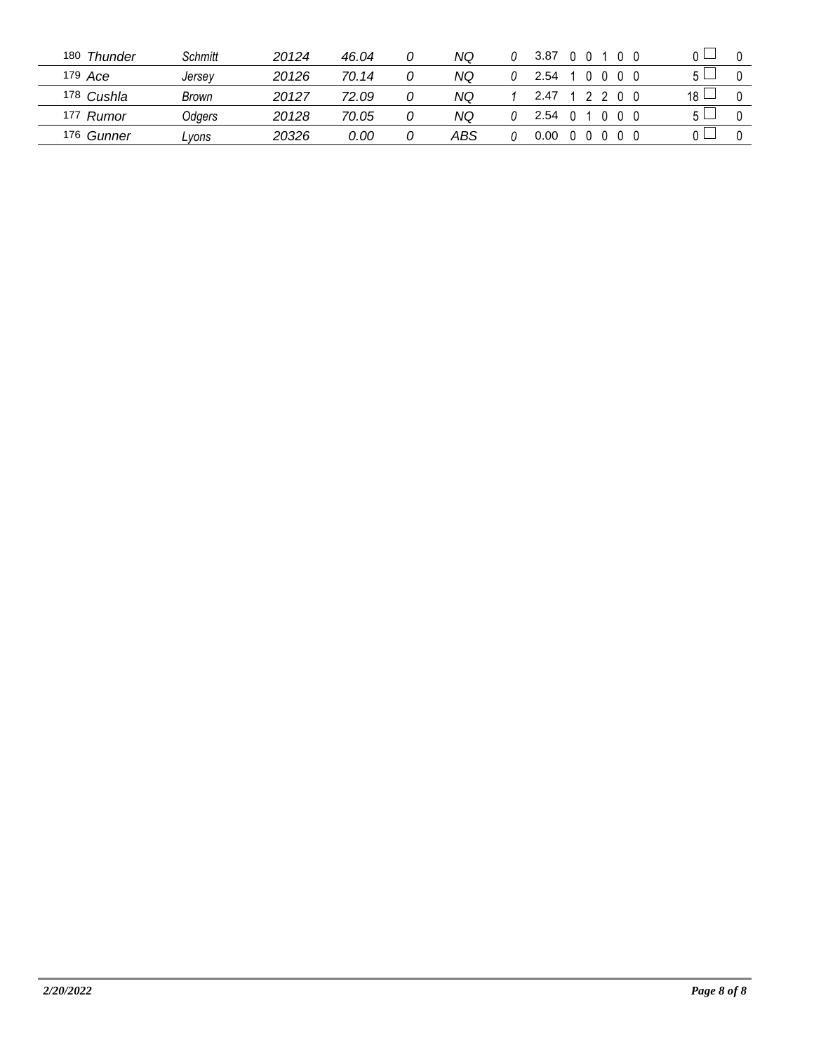| | | | | | | | | | | | | | | | |
|---|---|---|---|---|---|---|---|---|---|---|---|---|---|---|---|
| 180 | *Thunder* | *Schmitt* | *20124* | *46.04* | *0* | *NQ* | *0* | 3.87 | 0 | 0 | 1 | 0 | 0 | 0 ☐ | 0 |
| 179 | *Ace* | *Jersey* | *20126* | *70.14* | *0* | *NQ* | *0* | 2.54 | 1 | 0 | 0 | 0 | 0 | 5 ☐ | 0 |
| 178 | *Cushla* | *Brown* | *20127* | *72.09* | *0* | *NQ* | *1* | 2.47 | 1 | 2 | 2 | 0 | 0 | 18 ☐ | 0 |
| 177 | *Rumor* | *Odgers* | *20128* | *70.05* | *0* | *NQ* | *0* | 2.54 | 0 | 1 | 0 | 0 | 0 | 5 ☐ | 0 |
| 176 | *Gunner* | *Lyons* | *20326* | *0.00* | *0* | *ABS* | *0* | 0.00 | 0 | 0 | 0 | 0 | 0 | 0 ☐ | 0 |

***2/20/2022***